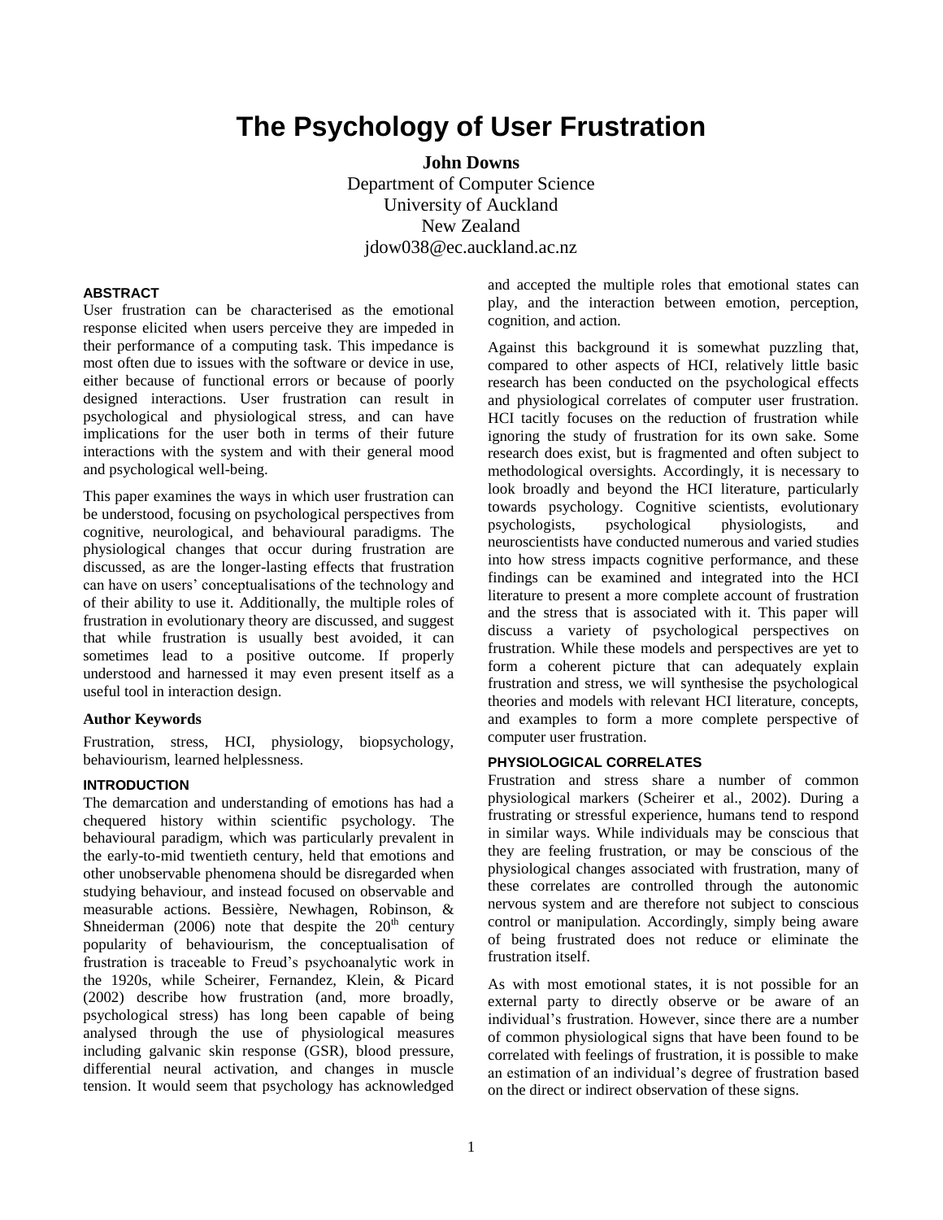# The Psychology of User Frustration

**John Downs**
Department of Computer Science
University of Auckland
New Zealand
jdow038@ec.auckland.ac.nz

## ABSTRACT

User frustration can be characterised as the emotional response elicited when users perceive they are impeded in their performance of a computing task. This impedance is most often due to issues with the software or device in use, either because of functional errors or because of poorly designed interactions. User frustration can result in psychological and physiological stress, and can have implications for the user both in terms of their future interactions with the system and with their general mood and psychological well-being.

This paper examines the ways in which user frustration can be understood, focusing on psychological perspectives from cognitive, neurological, and behavioural paradigms. The physiological changes that occur during frustration are discussed, as are the longer-lasting effects that frustration can have on users' conceptualisations of the technology and of their ability to use it. Additionally, the multiple roles of frustration in evolutionary theory are discussed, and suggest that while frustration is usually best avoided, it can sometimes lead to a positive outcome. If properly understood and harnessed it may even present itself as a useful tool in interaction design.

### Author Keywords

Frustration, stress, HCI, physiology, biopsychology, behaviourism, learned helplessness.

## INTRODUCTION

The demarcation and understanding of emotions has had a chequered history within scientific psychology. The behavioural paradigm, which was particularly prevalent in the early-to-mid twentieth century, held that emotions and other unobservable phenomena should be disregarded when studying behaviour, and instead focused on observable and measurable actions. Bessière, Newhagen, Robinson, & Shneiderman (2006) note that despite the 20th century popularity of behaviourism, the conceptualisation of frustration is traceable to Freud's psychoanalytic work in the 1920s, while Scheirer, Fernandez, Klein, & Picard (2002) describe how frustration (and, more broadly, psychological stress) has long been capable of being analysed through the use of physiological measures including galvanic skin response (GSR), blood pressure, differential neural activation, and changes in muscle tension. It would seem that psychology has acknowledged and accepted the multiple roles that emotional states can play, and the interaction between emotion, perception, cognition, and action.

Against this background it is somewhat puzzling that, compared to other aspects of HCI, relatively little basic research has been conducted on the psychological effects and physiological correlates of computer user frustration. HCI tacitly focuses on the reduction of frustration while ignoring the study of frustration for its own sake. Some research does exist, but is fragmented and often subject to methodological oversights. Accordingly, it is necessary to look broadly and beyond the HCI literature, particularly towards psychology. Cognitive scientists, evolutionary psychologists, psychological physiologists, and neuroscientists have conducted numerous and varied studies into how stress impacts cognitive performance, and these findings can be examined and integrated into the HCI literature to present a more complete account of frustration and the stress that is associated with it. This paper will discuss a variety of psychological perspectives on frustration. While these models and perspectives are yet to form a coherent picture that can adequately explain frustration and stress, we will synthesise the psychological theories and models with relevant HCI literature, concepts, and examples to form a more complete perspective of computer user frustration.

## PHYSIOLOGICAL CORRELATES

Frustration and stress share a number of common physiological markers (Scheirer et al., 2002). During a frustrating or stressful experience, humans tend to respond in similar ways. While individuals may be conscious that they are feeling frustration, or may be conscious of the physiological changes associated with frustration, many of these correlates are controlled through the autonomic nervous system and are therefore not subject to conscious control or manipulation. Accordingly, simply being aware of being frustrated does not reduce or eliminate the frustration itself.

As with most emotional states, it is not possible for an external party to directly observe or be aware of an individual's frustration. However, since there are a number of common physiological signs that have been found to be correlated with feelings of frustration, it is possible to make an estimation of an individual's degree of frustration based on the direct or indirect observation of these signs.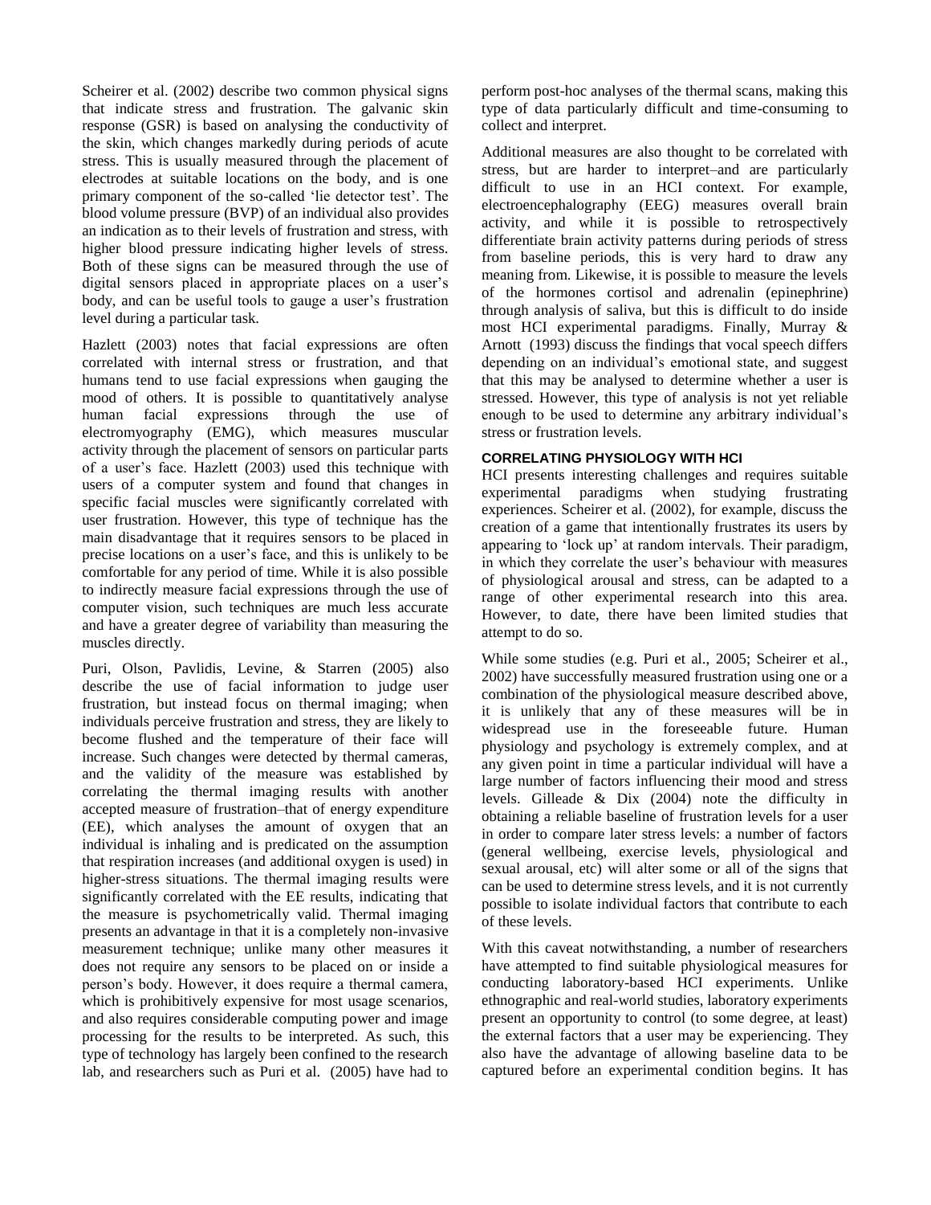Scheirer et al. (2002) describe two common physical signs that indicate stress and frustration. The galvanic skin response (GSR) is based on analysing the conductivity of the skin, which changes markedly during periods of acute stress. This is usually measured through the placement of electrodes at suitable locations on the body, and is one primary component of the so-called 'lie detector test'. The blood volume pressure (BVP) of an individual also provides an indication as to their levels of frustration and stress, with higher blood pressure indicating higher levels of stress. Both of these signs can be measured through the use of digital sensors placed in appropriate places on a user's body, and can be useful tools to gauge a user's frustration level during a particular task.

Hazlett (2003) notes that facial expressions are often correlated with internal stress or frustration, and that humans tend to use facial expressions when gauging the mood of others. It is possible to quantitatively analyse human facial expressions through the use of electromyography (EMG), which measures muscular activity through the placement of sensors on particular parts of a user's face. Hazlett (2003) used this technique with users of a computer system and found that changes in specific facial muscles were significantly correlated with user frustration. However, this type of technique has the main disadvantage that it requires sensors to be placed in precise locations on a user's face, and this is unlikely to be comfortable for any period of time. While it is also possible to indirectly measure facial expressions through the use of computer vision, such techniques are much less accurate and have a greater degree of variability than measuring the muscles directly.

Puri, Olson, Pavlidis, Levine, & Starren (2005) also describe the use of facial information to judge user frustration, but instead focus on thermal imaging; when individuals perceive frustration and stress, they are likely to become flushed and the temperature of their face will increase. Such changes were detected by thermal cameras, and the validity of the measure was established by correlating the thermal imaging results with another accepted measure of frustration–that of energy expenditure (EE), which analyses the amount of oxygen that an individual is inhaling and is predicated on the assumption that respiration increases (and additional oxygen is used) in higher-stress situations. The thermal imaging results were significantly correlated with the EE results, indicating that the measure is psychometrically valid. Thermal imaging presents an advantage in that it is a completely non-invasive measurement technique; unlike many other measures it does not require any sensors to be placed on or inside a person's body. However, it does require a thermal camera, which is prohibitively expensive for most usage scenarios, and also requires considerable computing power and image processing for the results to be interpreted. As such, this type of technology has largely been confined to the research lab, and researchers such as Puri et al. (2005) have had to perform post-hoc analyses of the thermal scans, making this type of data particularly difficult and time-consuming to collect and interpret.

Additional measures are also thought to be correlated with stress, but are harder to interpret–and are particularly difficult to use in an HCI context. For example, electroencephalography (EEG) measures overall brain activity, and while it is possible to retrospectively differentiate brain activity patterns during periods of stress from baseline periods, this is very hard to draw any meaning from. Likewise, it is possible to measure the levels of the hormones cortisol and adrenalin (epinephrine) through analysis of saliva, but this is difficult to do inside most HCI experimental paradigms. Finally, Murray & Arnott (1993) discuss the findings that vocal speech differs depending on an individual's emotional state, and suggest that this may be analysed to determine whether a user is stressed. However, this type of analysis is not yet reliable enough to be used to determine any arbitrary individual's stress or frustration levels.

## CORRELATING PHYSIOLOGY WITH HCI

HCI presents interesting challenges and requires suitable experimental paradigms when studying frustrating experiences. Scheirer et al. (2002), for example, discuss the creation of a game that intentionally frustrates its users by appearing to 'lock up' at random intervals. Their paradigm, in which they correlate the user's behaviour with measures of physiological arousal and stress, can be adapted to a range of other experimental research into this area. However, to date, there have been limited studies that attempt to do so.

While some studies (e.g. Puri et al., 2005; Scheirer et al., 2002) have successfully measured frustration using one or a combination of the physiological measure described above, it is unlikely that any of these measures will be in widespread use in the foreseeable future. Human physiology and psychology is extremely complex, and at any given point in time a particular individual will have a large number of factors influencing their mood and stress levels. Gilleade & Dix (2004) note the difficulty in obtaining a reliable baseline of frustration levels for a user in order to compare later stress levels: a number of factors (general wellbeing, exercise levels, physiological and sexual arousal, etc) will alter some or all of the signs that can be used to determine stress levels, and it is not currently possible to isolate individual factors that contribute to each of these levels.

With this caveat notwithstanding, a number of researchers have attempted to find suitable physiological measures for conducting laboratory-based HCI experiments. Unlike ethnographic and real-world studies, laboratory experiments present an opportunity to control (to some degree, at least) the external factors that a user may be experiencing. They also have the advantage of allowing baseline data to be captured before an experimental condition begins. It has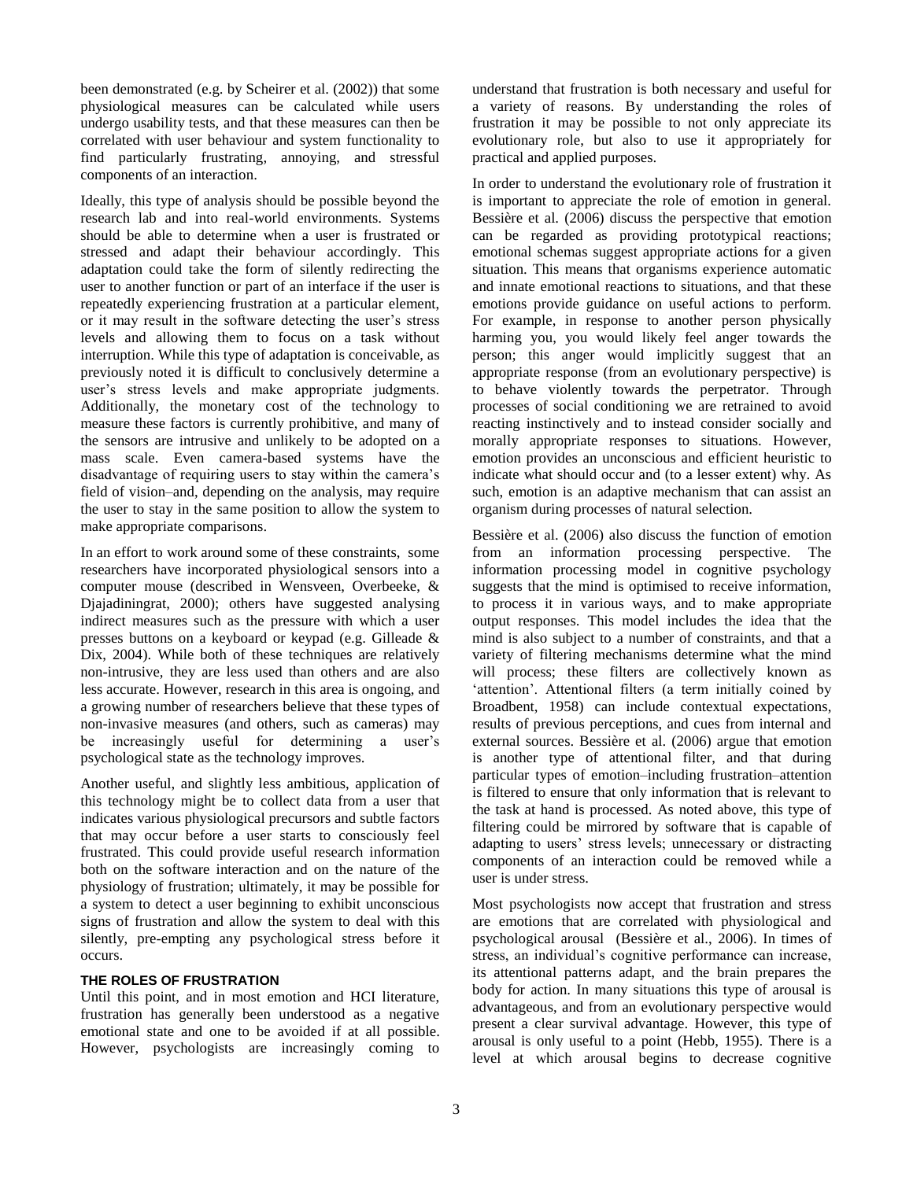been demonstrated (e.g. by Scheirer et al. (2002)) that some physiological measures can be calculated while users undergo usability tests, and that these measures can then be correlated with user behaviour and system functionality to find particularly frustrating, annoying, and stressful components of an interaction.

Ideally, this type of analysis should be possible beyond the research lab and into real-world environments. Systems should be able to determine when a user is frustrated or stressed and adapt their behaviour accordingly. This adaptation could take the form of silently redirecting the user to another function or part of an interface if the user is repeatedly experiencing frustration at a particular element, or it may result in the software detecting the user's stress levels and allowing them to focus on a task without interruption. While this type of adaptation is conceivable, as previously noted it is difficult to conclusively determine a user's stress levels and make appropriate judgments. Additionally, the monetary cost of the technology to measure these factors is currently prohibitive, and many of the sensors are intrusive and unlikely to be adopted on a mass scale. Even camera-based systems have the disadvantage of requiring users to stay within the camera's field of vision–and, depending on the analysis, may require the user to stay in the same position to allow the system to make appropriate comparisons.

In an effort to work around some of these constraints, some researchers have incorporated physiological sensors into a computer mouse (described in Wensveen, Overbeeke, & Djajadiningrat, 2000); others have suggested analysing indirect measures such as the pressure with which a user presses buttons on a keyboard or keypad (e.g. Gilleade & Dix, 2004). While both of these techniques are relatively non-intrusive, they are less used than others and are also less accurate. However, research in this area is ongoing, and a growing number of researchers believe that these types of non-invasive measures (and others, such as cameras) may be increasingly useful for determining a user's psychological state as the technology improves.

Another useful, and slightly less ambitious, application of this technology might be to collect data from a user that indicates various physiological precursors and subtle factors that may occur before a user starts to consciously feel frustrated. This could provide useful research information both on the software interaction and on the nature of the physiology of frustration; ultimately, it may be possible for a system to detect a user beginning to exhibit unconscious signs of frustration and allow the system to deal with this silently, pre-empting any psychological stress before it occurs.

## THE ROLES OF FRUSTRATION

Until this point, and in most emotion and HCI literature, frustration has generally been understood as a negative emotional state and one to be avoided if at all possible. However, psychologists are increasingly coming to understand that frustration is both necessary and useful for a variety of reasons. By understanding the roles of frustration it may be possible to not only appreciate its evolutionary role, but also to use it appropriately for practical and applied purposes.

In order to understand the evolutionary role of frustration it is important to appreciate the role of emotion in general. Bessière et al. (2006) discuss the perspective that emotion can be regarded as providing prototypical reactions; emotional schemas suggest appropriate actions for a given situation. This means that organisms experience automatic and innate emotional reactions to situations, and that these emotions provide guidance on useful actions to perform. For example, in response to another person physically harming you, you would likely feel anger towards the person; this anger would implicitly suggest that an appropriate response (from an evolutionary perspective) is to behave violently towards the perpetrator. Through processes of social conditioning we are retrained to avoid reacting instinctively and to instead consider socially and morally appropriate responses to situations. However, emotion provides an unconscious and efficient heuristic to indicate what should occur and (to a lesser extent) why. As such, emotion is an adaptive mechanism that can assist an organism during processes of natural selection.

Bessière et al. (2006) also discuss the function of emotion from an information processing perspective. The information processing model in cognitive psychology suggests that the mind is optimised to receive information, to process it in various ways, and to make appropriate output responses. This model includes the idea that the mind is also subject to a number of constraints, and that a variety of filtering mechanisms determine what the mind will process; these filters are collectively known as 'attention'. Attentional filters (a term initially coined by Broadbent, 1958) can include contextual expectations, results of previous perceptions, and cues from internal and external sources. Bessière et al. (2006) argue that emotion is another type of attentional filter, and that during particular types of emotion–including frustration–attention is filtered to ensure that only information that is relevant to the task at hand is processed. As noted above, this type of filtering could be mirrored by software that is capable of adapting to users' stress levels; unnecessary or distracting components of an interaction could be removed while a user is under stress.

Most psychologists now accept that frustration and stress are emotions that are correlated with physiological and psychological arousal (Bessière et al., 2006). In times of stress, an individual's cognitive performance can increase, its attentional patterns adapt, and the brain prepares the body for action. In many situations this type of arousal is advantageous, and from an evolutionary perspective would present a clear survival advantage. However, this type of arousal is only useful to a point (Hebb, 1955). There is a level at which arousal begins to decrease cognitive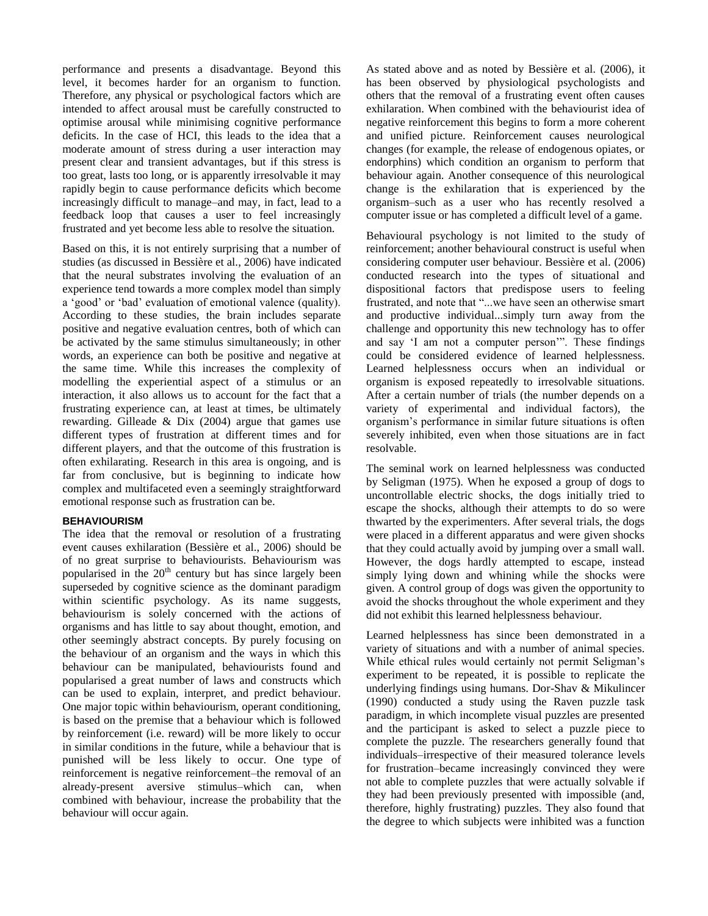performance and presents a disadvantage. Beyond this level, it becomes harder for an organism to function. Therefore, any physical or psychological factors which are intended to affect arousal must be carefully constructed to optimise arousal while minimising cognitive performance deficits. In the case of HCI, this leads to the idea that a moderate amount of stress during a user interaction may present clear and transient advantages, but if this stress is too great, lasts too long, or is apparently irresolvable it may rapidly begin to cause performance deficits which become increasingly difficult to manage–and may, in fact, lead to a feedback loop that causes a user to feel increasingly frustrated and yet become less able to resolve the situation.

Based on this, it is not entirely surprising that a number of studies (as discussed in Bessière et al., 2006) have indicated that the neural substrates involving the evaluation of an experience tend towards a more complex model than simply a 'good' or 'bad' evaluation of emotional valence (quality). According to these studies, the brain includes separate positive and negative evaluation centres, both of which can be activated by the same stimulus simultaneously; in other words, an experience can both be positive and negative at the same time. While this increases the complexity of modelling the experiential aspect of a stimulus or an interaction, it also allows us to account for the fact that a frustrating experience can, at least at times, be ultimately rewarding. Gilleade & Dix (2004) argue that games use different types of frustration at different times and for different players, and that the outcome of this frustration is often exhilarating. Research in this area is ongoing, and is far from conclusive, but is beginning to indicate how complex and multifaceted even a seemingly straightforward emotional response such as frustration can be.

## BEHAVIOURISM

The idea that the removal or resolution of a frustrating event causes exhilaration (Bessière et al., 2006) should be of no great surprise to behaviourists. Behaviourism was popularised in the 20th century but has since largely been superseded by cognitive science as the dominant paradigm within scientific psychology. As its name suggests, behaviourism is solely concerned with the actions of organisms and has little to say about thought, emotion, and other seemingly abstract concepts. By purely focusing on the behaviour of an organism and the ways in which this behaviour can be manipulated, behaviourists found and popularised a great number of laws and constructs which can be used to explain, interpret, and predict behaviour. One major topic within behaviourism, operant conditioning, is based on the premise that a behaviour which is followed by reinforcement (i.e. reward) will be more likely to occur in similar conditions in the future, while a behaviour that is punished will be less likely to occur. One type of reinforcement is negative reinforcement–the removal of an already-present aversive stimulus–which can, when combined with behaviour, increase the probability that the behaviour will occur again.

As stated above and as noted by Bessière et al. (2006), it has been observed by physiological psychologists and others that the removal of a frustrating event often causes exhilaration. When combined with the behaviourist idea of negative reinforcement this begins to form a more coherent and unified picture. Reinforcement causes neurological changes (for example, the release of endogenous opiates, or endorphins) which condition an organism to perform that behaviour again. Another consequence of this neurological change is the exhilaration that is experienced by the organism–such as a user who has recently resolved a computer issue or has completed a difficult level of a game.

Behavioural psychology is not limited to the study of reinforcement; another behavioural construct is useful when considering computer user behaviour. Bessière et al. (2006) conducted research into the types of situational and dispositional factors that predispose users to feeling frustrated, and note that "...we have seen an otherwise smart and productive individual...simply turn away from the challenge and opportunity this new technology has to offer and say 'I am not a computer person'". These findings could be considered evidence of learned helplessness. Learned helplessness occurs when an individual or organism is exposed repeatedly to irresolvable situations. After a certain number of trials (the number depends on a variety of experimental and individual factors), the organism's performance in similar future situations is often severely inhibited, even when those situations are in fact resolvable.

The seminal work on learned helplessness was conducted by Seligman (1975). When he exposed a group of dogs to uncontrollable electric shocks, the dogs initially tried to escape the shocks, although their attempts to do so were thwarted by the experimenters. After several trials, the dogs were placed in a different apparatus and were given shocks that they could actually avoid by jumping over a small wall. However, the dogs hardly attempted to escape, instead simply lying down and whining while the shocks were given. A control group of dogs was given the opportunity to avoid the shocks throughout the whole experiment and they did not exhibit this learned helplessness behaviour.

Learned helplessness has since been demonstrated in a variety of situations and with a number of animal species. While ethical rules would certainly not permit Seligman's experiment to be repeated, it is possible to replicate the underlying findings using humans. Dor-Shav & Mikulincer (1990) conducted a study using the Raven puzzle task paradigm, in which incomplete visual puzzles are presented and the participant is asked to select a puzzle piece to complete the puzzle. The researchers generally found that individuals–irrespective of their measured tolerance levels for frustration–became increasingly convinced they were not able to complete puzzles that were actually solvable if they had been previously presented with impossible (and, therefore, highly frustrating) puzzles. They also found that the degree to which subjects were inhibited was a function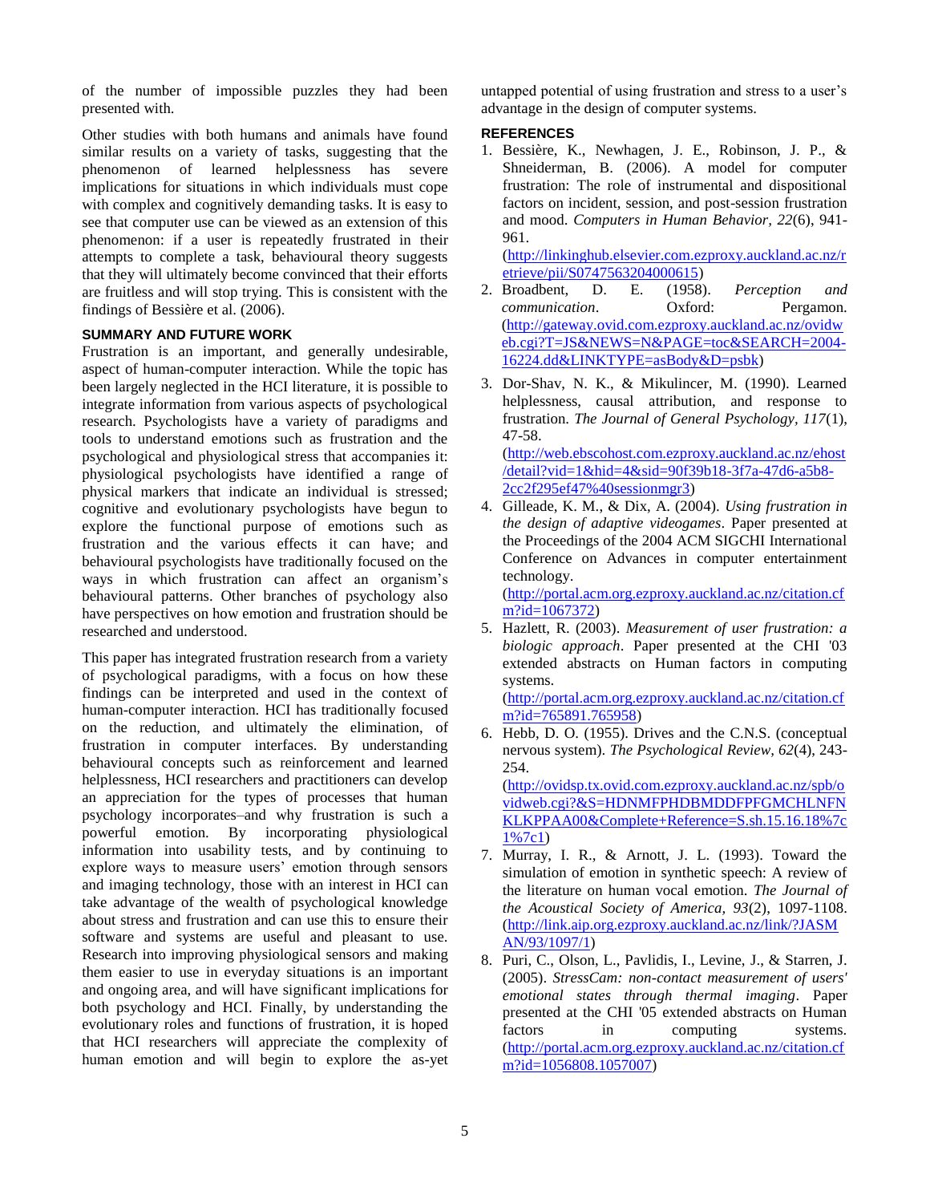of the number of impossible puzzles they had been presented with.

Other studies with both humans and animals have found similar results on a variety of tasks, suggesting that the phenomenon of learned helplessness has severe implications for situations in which individuals must cope with complex and cognitively demanding tasks. It is easy to see that computer use can be viewed as an extension of this phenomenon: if a user is repeatedly frustrated in their attempts to complete a task, behavioural theory suggests that they will ultimately become convinced that their efforts are fruitless and will stop trying. This is consistent with the findings of Bessière et al. (2006).

## SUMMARY AND FUTURE WORK

Frustration is an important, and generally undesirable, aspect of human-computer interaction. While the topic has been largely neglected in the HCI literature, it is possible to integrate information from various aspects of psychological research. Psychologists have a variety of paradigms and tools to understand emotions such as frustration and the psychological and physiological stress that accompanies it: physiological psychologists have identified a range of physical markers that indicate an individual is stressed; cognitive and evolutionary psychologists have begun to explore the functional purpose of emotions such as frustration and the various effects it can have; and behavioural psychologists have traditionally focused on the ways in which frustration can affect an organism's behavioural patterns. Other branches of psychology also have perspectives on how emotion and frustration should be researched and understood.

This paper has integrated frustration research from a variety of psychological paradigms, with a focus on how these findings can be interpreted and used in the context of human-computer interaction. HCI has traditionally focused on the reduction, and ultimately the elimination, of frustration in computer interfaces. By understanding behavioural concepts such as reinforcement and learned helplessness, HCI researchers and practitioners can develop an appreciation for the types of processes that human psychology incorporates–and why frustration is such a powerful emotion. By incorporating physiological information into usability tests, and by continuing to explore ways to measure users' emotion through sensors and imaging technology, those with an interest in HCI can take advantage of the wealth of psychological knowledge about stress and frustration and can use this to ensure their software and systems are useful and pleasant to use. Research into improving physiological sensors and making them easier to use in everyday situations is an important and ongoing area, and will have significant implications for both psychology and HCI. Finally, by understanding the evolutionary roles and functions of frustration, it is hoped that HCI researchers will appreciate the complexity of human emotion and will begin to explore the as-yet untapped potential of using frustration and stress to a user's advantage in the design of computer systems.

## REFERENCES

1. Bessière, K., Newhagen, J. E., Robinson, J. P., & Shneiderman, B. (2006). A model for computer frustration: The role of instrumental and dispositional factors on incident, session, and post-session frustration and mood. *Computers in Human Behavior, 22*(6), 941-961. (http://linkinghub.elsevier.com.ezproxy.auckland.ac.nz/retrieve/pii/S0747563204000615)
2. Broadbent, D. E. (1958). *Perception and communication*. Oxford: Pergamon. (http://gateway.ovid.com.ezproxy.auckland.ac.nz/ovidweb.cgi?T=JS&NEWS=N&PAGE=toc&SEARCH=2004-16224.dd&LINKTYPE=asBody&D=psbk)
3. Dor-Shav, N. K., & Mikulincer, M. (1990). Learned helplessness, causal attribution, and response to frustration. *The Journal of General Psychology, 117*(1), 47-58. (http://web.ebscohost.com.ezproxy.auckland.ac.nz/ehost/detail?vid=1&hid=4&sid=90f39b18-3f7a-47d6-a5b8-2cc2f295ef47%40sessionmgr3)
4. Gilleade, K. M., & Dix, A. (2004). *Using frustration in the design of adaptive videogames*. Paper presented at the Proceedings of the 2004 ACM SIGCHI International Conference on Advances in computer entertainment technology. (http://portal.acm.org.ezproxy.auckland.ac.nz/citation.cfm?id=1067372)
5. Hazlett, R. (2003). *Measurement of user frustration: a biologic approach*. Paper presented at the CHI '03 extended abstracts on Human factors in computing systems. (http://portal.acm.org.ezproxy.auckland.ac.nz/citation.cfm?id=765891.765958)
6. Hebb, D. O. (1955). Drives and the C.N.S. (conceptual nervous system). *The Psychological Review, 62*(4), 243-254. (http://ovidsp.tx.ovid.com.ezproxy.auckland.ac.nz/spb/ovidweb.cgi?&S=HDNMFPHDBMDDFPFGMCHLNFNKLKPPAA00&Complete+Reference=S.sh.15.16.18%7c1%7c1)
7. Murray, I. R., & Arnott, J. L. (1993). Toward the simulation of emotion in synthetic speech: A review of the literature on human vocal emotion. *The Journal of the Acoustical Society of America, 93*(2), 1097-1108. (http://link.aip.org.ezproxy.auckland.ac.nz/link/?JASMAN/93/1097/1)
8. Puri, C., Olson, L., Pavlidis, I., Levine, J., & Starren, J. (2005). *StressCam: non-contact measurement of users' emotional states through thermal imaging*. Paper presented at the CHI '05 extended abstracts on Human factors in computing systems. (http://portal.acm.org.ezproxy.auckland.ac.nz/citation.cfm?id=1056808.1057007)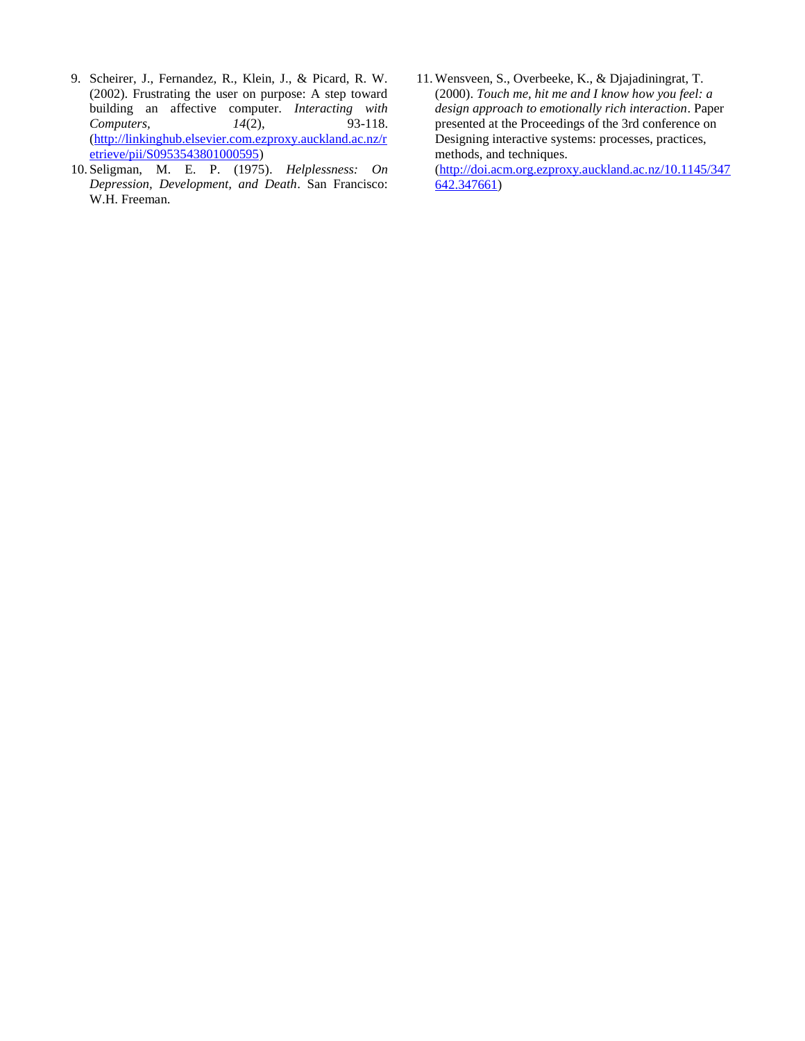9. Scheirer, J., Fernandez, R., Klein, J., & Picard, R. W. (2002). Frustrating the user on purpose: A step toward building an affective computer. *Interacting with Computers, 14*(2), 93-118. (http://linkinghub.elsevier.com.ezproxy.auckland.ac.nz/retrieve/pii/S0953543801000595)
10. Seligman, M. E. P. (1975). *Helplessness: On Depression, Development, and Death*. San Francisco: W.H. Freeman.
11. Wensveen, S., Overbeeke, K., & Djajadiningrat, T. (2000). *Touch me, hit me and I know how you feel: a design approach to emotionally rich interaction*. Paper presented at the Proceedings of the 3rd conference on Designing interactive systems: processes, practices, methods, and techniques. (http://doi.acm.org.ezproxy.auckland.ac.nz/10.1145/347642.347661)